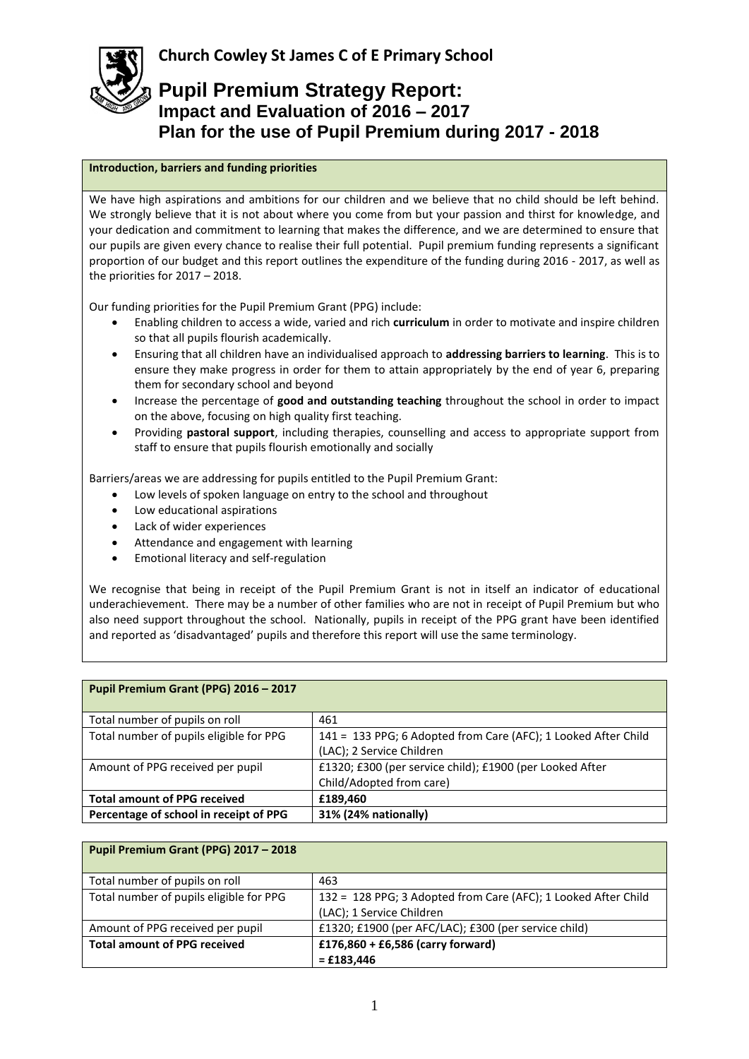## Church Cowley St James C of E Primary School

# Pupil Premium Strategy Report:
## Impact and Evaluation of 2016 – 2017
## Plan for the use of Pupil Premium during 2017 - 2018

**Introduction, barriers and funding priorities**

We have high aspirations and ambitions for our children and we believe that no child should be left behind. We strongly believe that it is not about where you come from but your passion and thirst for knowledge, and your dedication and commitment to learning that makes the difference, and we are determined to ensure that our pupils are given every chance to realise their full potential. Pupil premium funding represents a significant proportion of our budget and this report outlines the expenditure of the funding during 2016 - 2017, as well as the priorities for 2017 – 2018.

Our funding priorities for the Pupil Premium Grant (PPG) include:

- Enabling children to access a wide, varied and rich **curriculum** in order to motivate and inspire children so that all pupils flourish academically.
- Ensuring that all children have an individualised approach to **addressing barriers to learning**. This is to ensure they make progress in order for them to attain appropriately by the end of year 6, preparing them for secondary school and beyond
- Increase the percentage of **good and outstanding teaching** throughout the school in order to impact on the above, focusing on high quality first teaching.
- Providing **pastoral support**, including therapies, counselling and access to appropriate support from staff to ensure that pupils flourish emotionally and socially

Barriers/areas we are addressing for pupils entitled to the Pupil Premium Grant:

- Low levels of spoken language on entry to the school and throughout
- Low educational aspirations
- Lack of wider experiences
- Attendance and engagement with learning
- Emotional literacy and self-regulation

We recognise that being in receipt of the Pupil Premium Grant is not in itself an indicator of educational underachievement. There may be a number of other families who are not in receipt of Pupil Premium but who also need support throughout the school. Nationally, pupils in receipt of the PPG grant have been identified and reported as 'disadvantaged' pupils and therefore this report will use the same terminology.

| **Pupil Premium Grant (PPG) 2016 – 2017** | |
|---|---|
| Total number of pupils on roll | 461 |
| Total number of pupils eligible for PPG | 141 = 133 PPG; 6 Adopted from Care (AFC); 1 Looked After Child (LAC); 2 Service Children |
| Amount of PPG received per pupil | £1320; £300 (per service child); £1900 (per Looked After Child/Adopted from care) |
| **Total amount of PPG received** | **£189,460** |
| **Percentage of school in receipt of PPG** | **31% (24% nationally)** |

| **Pupil Premium Grant (PPG) 2017 – 2018** | |
|---|---|
| Total number of pupils on roll | 463 |
| Total number of pupils eligible for PPG | 132 = 128 PPG; 3 Adopted from Care (AFC); 1 Looked After Child (LAC); 1 Service Children |
| Amount of PPG received per pupil | £1320; £1900 (per AFC/LAC); £300 (per service child) |
| **Total amount of PPG received** | **£176,860 + £6,586 (carry forward) = £183,446** |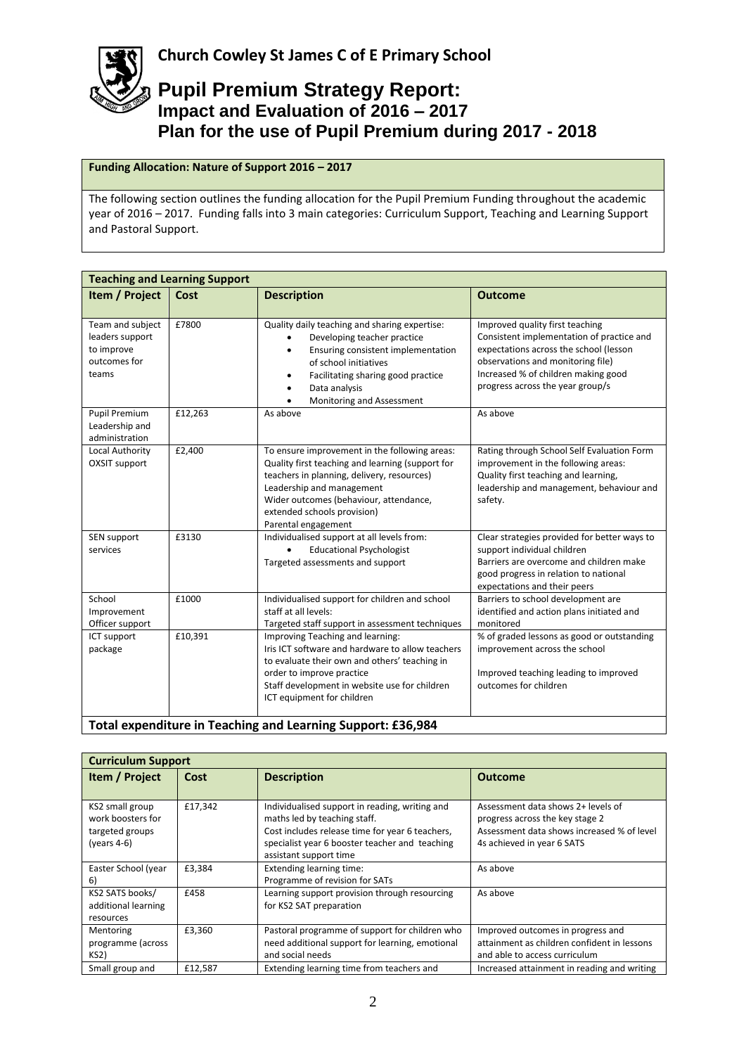# Church Cowley St James C of E Primary School

# Pupil Premium Strategy Report:
## Impact and Evaluation of 2016 – 2017
## Plan for the use of Pupil Premium during 2017 - 2018

**Funding Allocation: Nature of Support 2016 – 2017**

The following section outlines the funding allocation for the Pupil Premium Funding throughout the academic year of 2016 – 2017. Funding falls into 3 main categories: Curriculum Support, Teaching and Learning Support and Pastoral Support.

| **Teaching and Learning Support** | | | |
|---|---|---|---|
| **Item / Project** | **Cost** | **Description** | **Outcome** |
| Team and subject leaders support to improve outcomes for teams | £7800 | Quality daily teaching and sharing expertise:<br>• Developing teacher practice<br>• Ensuring consistent implementation of school initiatives<br>• Facilitating sharing good practice<br>• Data analysis<br>• Monitoring and Assessment | Improved quality first teaching<br>Consistent implementation of practice and expectations across the school (lesson observations and monitoring file)<br>Increased % of children making good progress across the year group/s |
| Pupil Premium Leadership and administration | £12,263 | As above | As above |
| Local Authority OXSIT support | £2,400 | To ensure improvement in the following areas:<br>Quality first teaching and learning (support for teachers in planning, delivery, resources)<br>Leadership and management<br>Wider outcomes (behaviour, attendance, extended schools provision)<br>Parental engagement | Rating through School Self Evaluation Form improvement in the following areas:<br>Quality first teaching and learning, leadership and management, behaviour and safety. |
| SEN support services | £3130 | Individualised support at all levels from:<br>• Educational Psychologist<br>Targeted assessments and support | Clear strategies provided for better ways to support individual children<br>Barriers are overcome and children make good progress in relation to national expectations and their peers |
| School Improvement Officer support | £1000 | Individualised support for children and school staff at all levels:<br>Targeted staff support in assessment techniques | Barriers to school development are identified and action plans initiated and monitored |
| ICT support package | £10,391 | Improving Teaching and learning:<br>Iris ICT software and hardware to allow teachers to evaluate their own and others' teaching in order to improve practice<br>Staff development in website use for children<br>ICT equipment for children | % of graded lessons as good or outstanding improvement across the school<br><br>Improved teaching leading to improved outcomes for children |
| **Total expenditure in Teaching and Learning Support: £36,984** | | | |

| **Curriculum Support** | | | |
|---|---|---|---|
| **Item / Project** | **Cost** | **Description** | **Outcome** |
| KS2 small group work boosters for targeted groups (years 4-6) | £17,342 | Individualised support in reading, writing and maths led by teaching staff.<br>Cost includes release time for year 6 teachers, specialist year 6 booster teacher and teaching assistant support time | Assessment data shows 2+ levels of progress across the key stage 2<br>Assessment data shows increased % of level 4s achieved in year 6 SATS |
| Easter School (year 6) | £3,384 | Extending learning time:<br>Programme of revision for SATs | As above |
| KS2 SATS books/ additional learning resources | £458 | Learning support provision through resourcing for KS2 SAT preparation | As above |
| Mentoring programme (across KS2) | £3,360 | Pastoral programme of support for children who need additional support for learning, emotional and social needs | Improved outcomes in progress and attainment as children confident in lessons and able to access curriculum |
| Small group and | £12,587 | Extending learning time from teachers and | Increased attainment in reading and writing |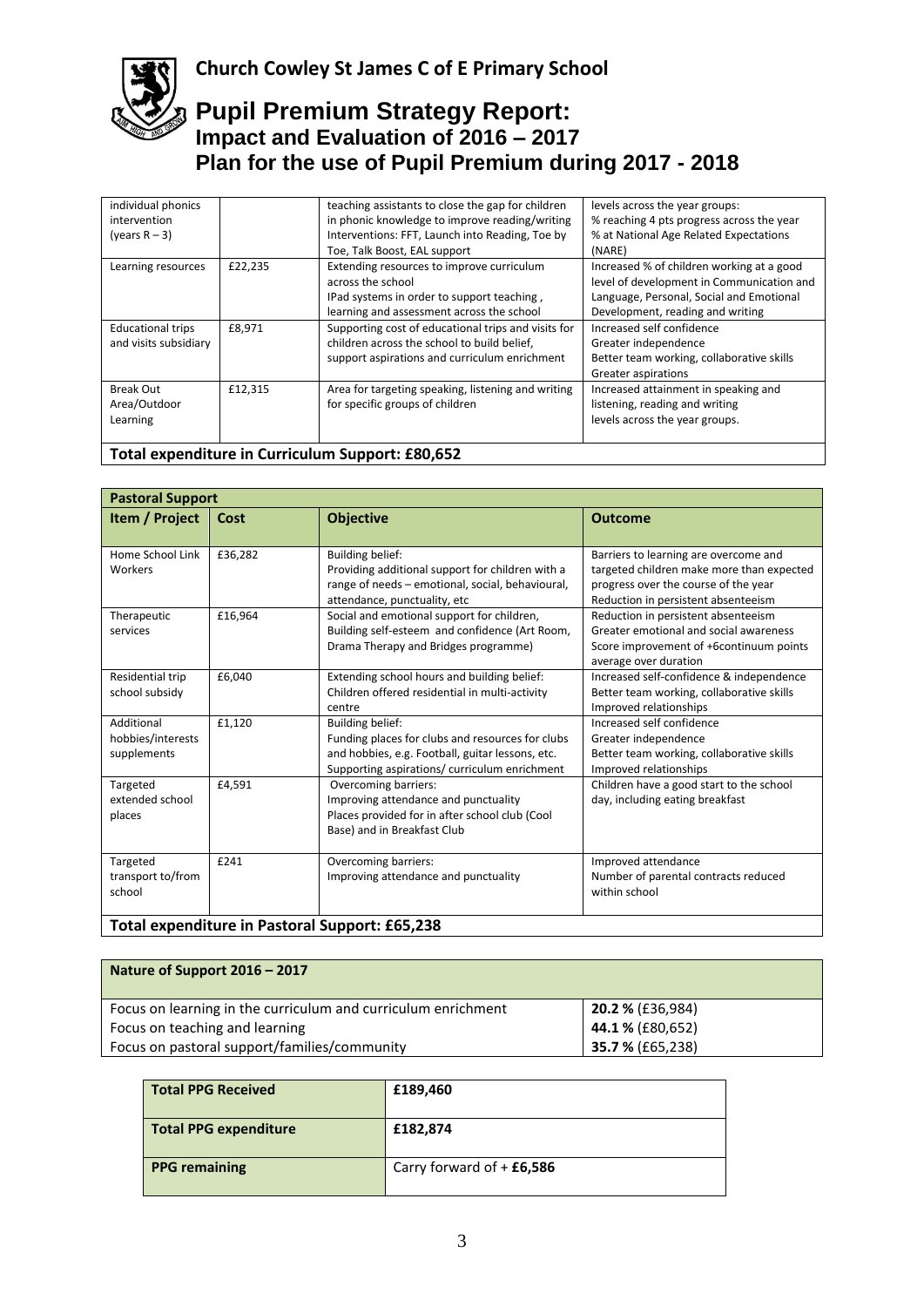# Church Cowley St James C of E Primary School

## Pupil Premium Strategy Report:
## Impact and Evaluation of 2016 – 2017
## Plan for the use of Pupil Premium during 2017 - 2018

| | | | |
|---|---|---|---|
| individual phonics intervention (years R – 3) | | teaching assistants to close the gap for children in phonic knowledge to improve reading/writing Interventions: FFT, Launch into Reading, Toe by Toe, Talk Boost, EAL support | levels across the year groups: % reaching 4 pts progress across the year % at National Age Related Expectations (NARE) |
| Learning resources | £22,235 | Extending resources to improve curriculum across the school IPad systems in order to support teaching , learning and assessment across the school | Increased % of children working at a good level of development in Communication and Language, Personal, Social and Emotional Development, reading and writing |
| Educational trips and visits subsidiary | £8,971 | Supporting cost of educational trips and visits for children across the school to build belief, support aspirations and curriculum enrichment | Increased self confidence Greater independence Better team working, collaborative skills Greater aspirations |
| Break Out Area/Outdoor Learning | £12,315 | Area for targeting speaking, listening and writing for specific groups of children | Increased attainment in speaking and listening, reading and writing levels across the year groups. |
| **Total expenditure in Curriculum Support: £80,652** | | | |

| **Pastoral Support** | | | |
|---|---|---|---|
| **Item / Project** | **Cost** | **Objective** | **Outcome** |
| Home School Link Workers | £36,282 | Building belief: Providing additional support for children with a range of needs – emotional, social, behavioural, attendance, punctuality, etc | Barriers to learning are overcome and targeted children make more than expected progress over the course of the year Reduction in persistent absenteeism |
| Therapeutic services | £16,964 | Social and emotional support for children, Building self-esteem and confidence (Art Room, Drama Therapy and Bridges programme) | Reduction in persistent absenteeism Greater emotional and social awareness Score improvement of +6continuum points average over duration |
| Residential trip school subsidy | £6,040 | Extending school hours and building belief: Children offered residential in multi-activity centre | Increased self-confidence & independence Better team working, collaborative skills Improved relationships |
| Additional hobbies/interests supplements | £1,120 | Building belief: Funding places for clubs and resources for clubs and hobbies, e.g. Football, guitar lessons, etc. Supporting aspirations/ curriculum enrichment | Increased self confidence Greater independence Better team working, collaborative skills Improved relationships |
| Targeted extended school places | £4,591 | Overcoming barriers: Improving attendance and punctuality Places provided for in after school club (Cool Base) and in Breakfast Club | Children have a good start to the school day, including eating breakfast |
| Targeted transport to/from school | £241 | Overcoming barriers: Improving attendance and punctuality | Improved attendance Number of parental contracts reduced within school |
| **Total expenditure in Pastoral Support: £65,238** | | | |

| **Nature of Support 2016 – 2017** | |
|---|---|
| Focus on learning in the curriculum and curriculum enrichment | **20.2 %** (£36,984) |
| Focus on teaching and learning | **44.1 %** (£80,652) |
| Focus on pastoral support/families/community | **35.7 %** (£65,238) |

| **Total PPG Received** | **£189,460** |
|---|---|
| **Total PPG expenditure** | **£182,874** |
| **PPG remaining** | Carry forward of + **£6,586** |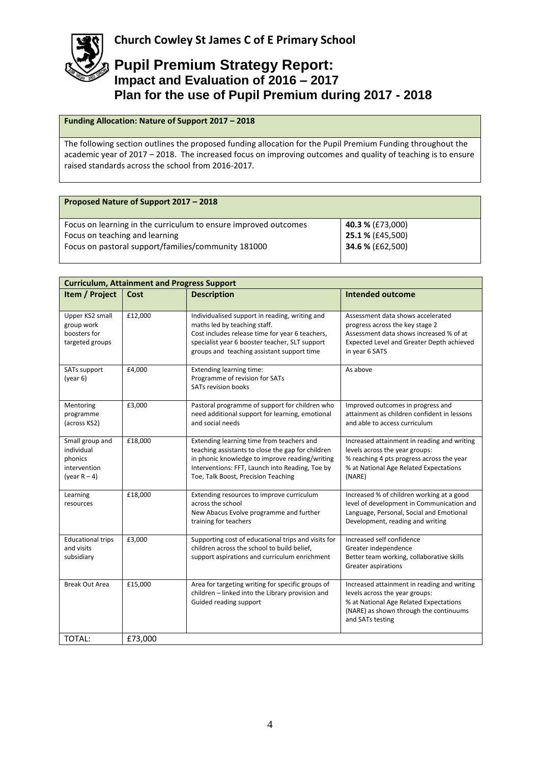# Church Cowley St James C of E Primary School

## Pupil Premium Strategy Report:
### Impact and Evaluation of 2016 – 2017
### Plan for the use of Pupil Premium during 2017 - 2018

| **Funding Allocation: Nature of Support 2017 – 2018** |
|---|
| The following section outlines the proposed funding allocation for the Pupil Premium Funding throughout the academic year of 2017 – 2018. The increased focus on improving outcomes and quality of teaching is to ensure raised standards across the school from 2016-2017. |

| **Proposed Nature of Support 2017 – 2018** | |
|---|---|
| Focus on learning in the curriculum to ensure improved outcomes | **40.3 %** (£73,000) |
| Focus on teaching and learning | **25.1 %** (£45,500) |
| Focus on pastoral support/families/community 181000 | **34.6 %** (£62,500) |

| **Curriculum, Attainment and Progress Support** | | | |
|---|---|---|---|
| **Item / Project** | **Cost** | **Description** | **Intended outcome** |
| Upper KS2 small group work boosters for targeted groups | £12,000 | Individualised support in reading, writing and maths led by teaching staff. Cost includes release time for year 6 teachers, specialist year 6 booster teacher, SLT support groups and teaching assistant support time | Assessment data shows accelerated progress across the key stage 2 Assessment data shows increased % of at Expected Level and Greater Depth achieved in year 6 SATS |
| SATs support (year 6) | £4,000 | Extending learning time: Programme of revision for SATs SATs revision books | As above |
| Mentoring programme (across KS2) | £3,000 | Pastoral programme of support for children who need additional support for learning, emotional and social needs | Improved outcomes in progress and attainment as children confident in lessons and able to access curriculum |
| Small group and individual phonics intervention (year R – 4) | £18,000 | Extending learning time from teachers and teaching assistants to close the gap for children in phonic knowledge to improve reading/writing Interventions: FFT, Launch into Reading, Toe by Toe, Talk Boost, Precision Teaching | Increased attainment in reading and writing levels across the year groups: % reaching 4 pts progress across the year % at National Age Related Expectations (NARE) |
| Learning resources | £18,000 | Extending resources to improve curriculum across the school New Abacus Evolve programme and further training for teachers | Increased % of children working at a good level of development in Communication and Language, Personal, Social and Emotional Development, reading and writing |
| Educational trips and visits subsidiary | £3,000 | Supporting cost of educational trips and visits for children across the school to build belief, support aspirations and curriculum enrichment | Increased self confidence Greater independence Better team working, collaborative skills Greater aspirations |
| Break Out Area | £15,000 | Area for targeting writing for specific groups of children – linked into the Library provision and Guided reading support | Increased attainment in reading and writing levels across the year groups: % at National Age Related Expectations (NARE) as shown through the continuums and SATs testing |
| TOTAL: | £73,000 | | |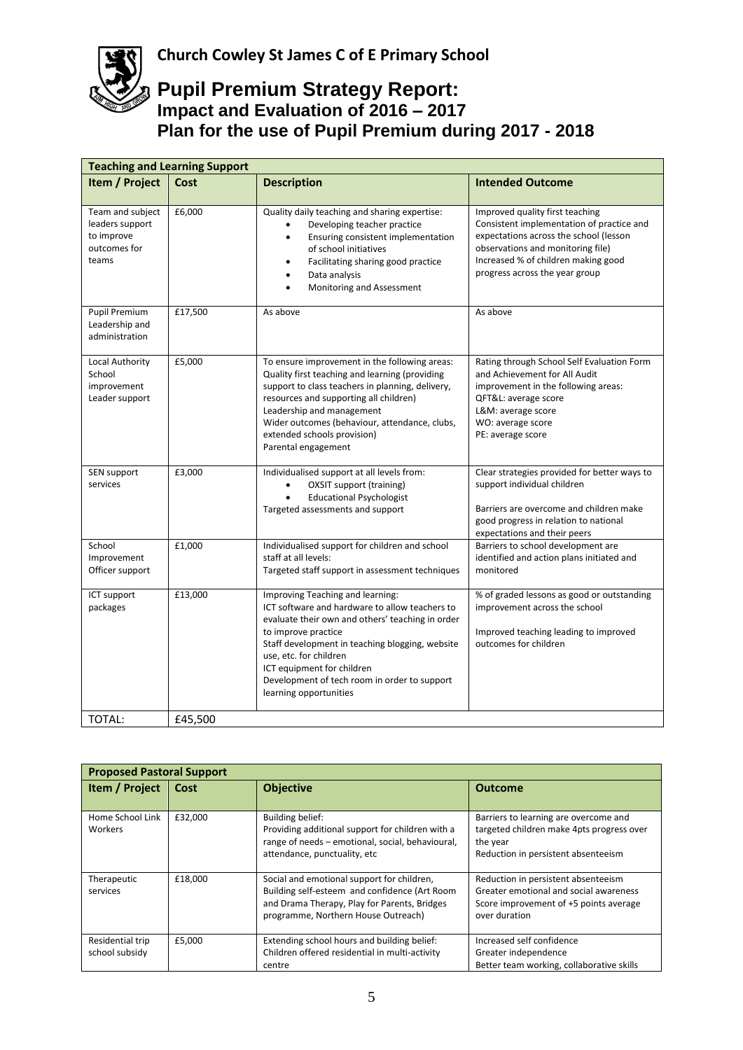# Church Cowley St James C of E Primary School

## Pupil Premium Strategy Report:
### Impact and Evaluation of 2016 – 2017
### Plan for the use of Pupil Premium during 2017 - 2018

| Teaching and Learning Support | | | |
|---|---|---|---|
| **Item / Project** | **Cost** | **Description** | **Intended Outcome** |
| Team and subject leaders support to improve outcomes for teams | £6,000 | Quality daily teaching and sharing expertise:<br>• Developing teacher practice<br>• Ensuring consistent implementation of school initiatives<br>• Facilitating sharing good practice<br>• Data analysis<br>• Monitoring and Assessment | Improved quality first teaching<br>Consistent implementation of practice and expectations across the school (lesson observations and monitoring file)<br>Increased % of children making good progress across the year group |
| Pupil Premium Leadership and administration | £17,500 | As above | As above |
| Local Authority School improvement Leader support | £5,000 | To ensure improvement in the following areas:<br>Quality first teaching and learning (providing support to class teachers in planning, delivery, resources and supporting all children)<br>Leadership and management<br>Wider outcomes (behaviour, attendance, clubs, extended schools provision)<br>Parental engagement | Rating through School Self Evaluation Form and Achievement for All Audit improvement in the following areas:<br>QFT&L: average score<br>L&M: average score<br>WO: average score<br>PE: average score |
| SEN support services | £3,000 | Individualised support at all levels from:<br>• OXSIT support (training)<br>• Educational Psychologist<br>Targeted assessments and support | Clear strategies provided for better ways to support individual children<br><br>Barriers are overcome and children make good progress in relation to national expectations and their peers |
| School Improvement Officer support | £1,000 | Individualised support for children and school staff at all levels:<br>Targeted staff support in assessment techniques | Barriers to school development are identified and action plans initiated and monitored |
| ICT support packages | £13,000 | Improving Teaching and learning:<br>ICT software and hardware to allow teachers to evaluate their own and others' teaching in order to improve practice<br>Staff development in teaching blogging, website use, etc. for children<br>ICT equipment for children<br>Development of tech room in order to support learning opportunities | % of graded lessons as good or outstanding improvement across the school<br><br>Improved teaching leading to improved outcomes for children |
| TOTAL: | £45,500 | | |

| Proposed Pastoral Support | | | |
|---|---|---|---|
| **Item / Project** | **Cost** | **Objective** | **Outcome** |
| Home School Link Workers | £32,000 | Building belief:<br>Providing additional support for children with a range of needs – emotional, social, behavioural, attendance, punctuality, etc | Barriers to learning are overcome and targeted children make 4pts progress over the year<br>Reduction in persistent absenteeism |
| Therapeutic services | £18,000 | Social and emotional support for children, Building self-esteem and confidence (Art Room and Drama Therapy, Play for Parents, Bridges programme, Northern House Outreach) | Reduction in persistent absenteeism<br>Greater emotional and social awareness<br>Score improvement of +5 points average over duration |
| Residential trip school subsidy | £5,000 | Extending school hours and building belief:<br>Children offered residential in multi-activity centre | Increased self confidence<br>Greater independence<br>Better team working, collaborative skills |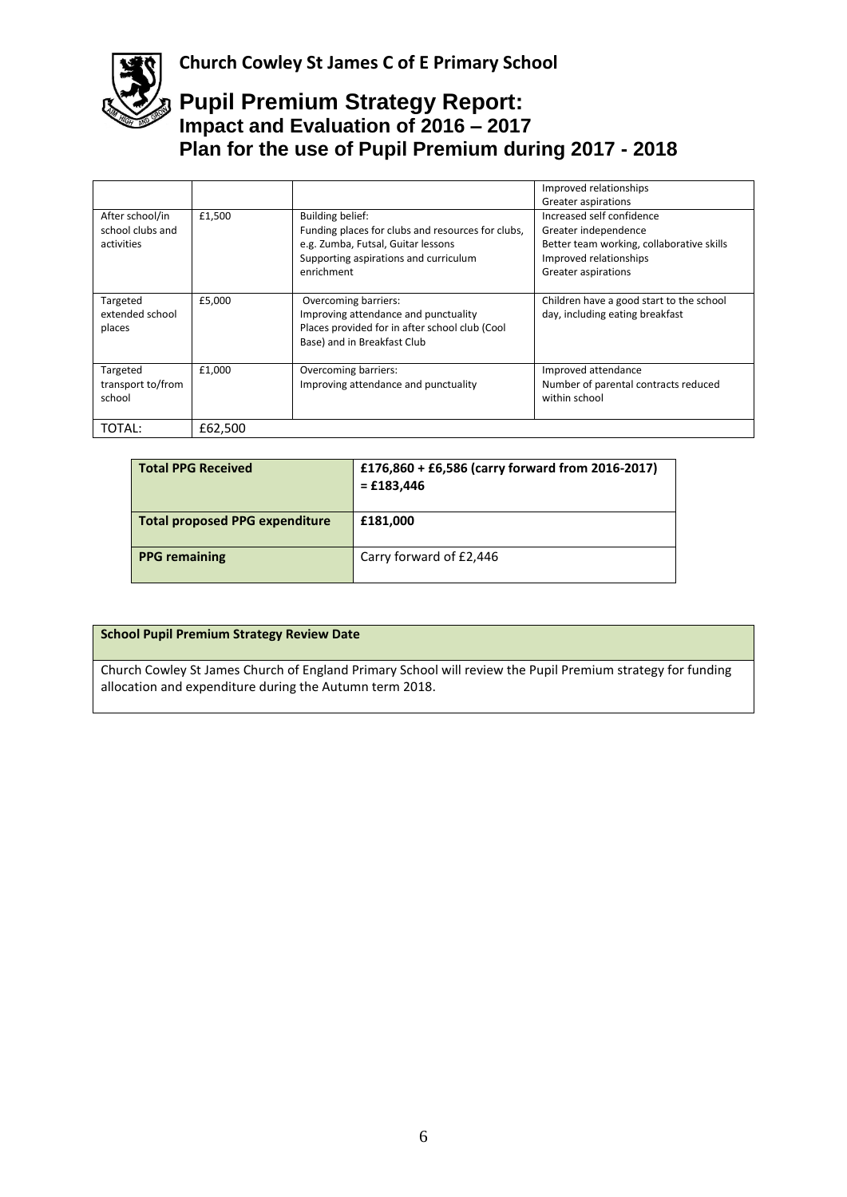**Church Cowley St James C of E Primary School**

# Pupil Premium Strategy Report:

## Impact and Evaluation of 2016 – 2017
## Plan for the use of Pupil Premium during 2017 - 2018

| | | | |
|---|---|---|---|
| | | | Improved relationships<br>Greater aspirations |
| After school/in school clubs and activities | £1,500 | Building belief:<br>Funding places for clubs and resources for clubs, e.g. Zumba, Futsal, Guitar lessons<br>Supporting aspirations and curriculum enrichment | Increased self confidence<br>Greater independence<br>Better team working, collaborative skills<br>Improved relationships<br>Greater aspirations |
| Targeted extended school places | £5,000 | Overcoming barriers:<br>Improving attendance and punctuality<br>Places provided for in after school club (Cool Base) and in Breakfast Club | Children have a good start to the school day, including eating breakfast |
| Targeted transport to/from school | £1,000 | Overcoming barriers:<br>Improving attendance and punctuality | Improved attendance<br>Number of parental contracts reduced within school |
| TOTAL: | £62,500 | | |

| | |
|---|---|
| **Total PPG Received** | **£176,860 + £6,586 (carry forward from 2016-2017) = £183,446** |
| **Total proposed PPG expenditure** | **£181,000** |
| **PPG remaining** | Carry forward of £2,446 |

| **School Pupil Premium Strategy Review Date** |
|---|
| Church Cowley St James Church of England Primary School will review the Pupil Premium strategy for funding allocation and expenditure during the Autumn term 2018. |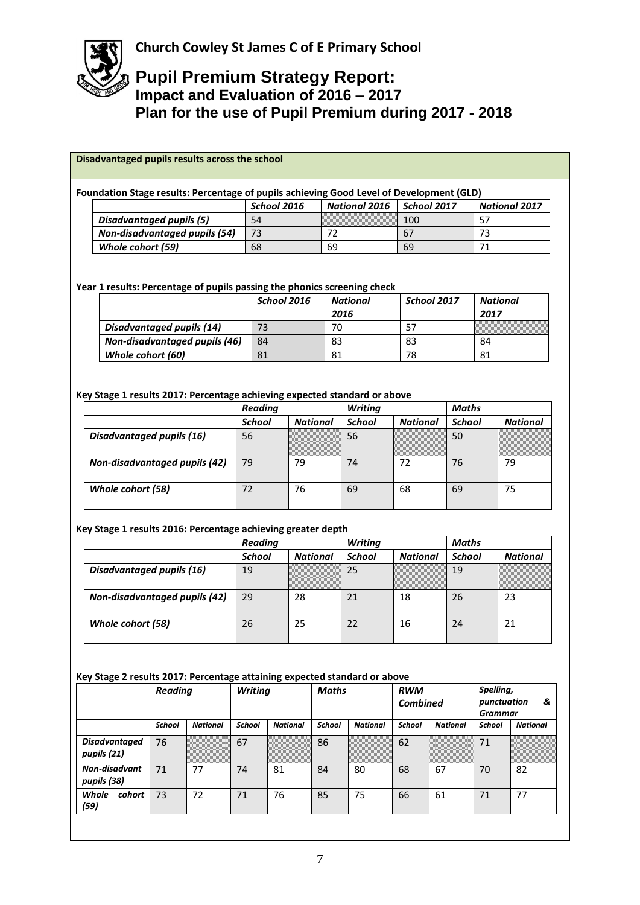**Church Cowley St James C of E Primary School**

# Pupil Premium Strategy Report:
## Impact and Evaluation of 2016 – 2017
## Plan for the use of Pupil Premium during 2017 - 2018

**Disadvantaged pupils results across the school**

**Foundation Stage results: Percentage of pupils achieving Good Level of Development (GLD)**

| | *School 2016* | *National 2016* | *School 2017* | *National 2017* |
|---|---|---|---|---|
| *Disadvantaged pupils (5)* | 54 | | 100 | 57 |
| *Non-disadvantaged pupils (54)* | 73 | 72 | 67 | 73 |
| *Whole cohort (59)* | 68 | 69 | 69 | 71 |

**Year 1 results: Percentage of pupils passing the phonics screening check**

| | *School 2016* | *National 2016* | *School 2017* | *National 2017* |
|---|---|---|---|---|
| *Disadvantaged pupils (14)* | 73 | 70 | 57 | |
| *Non-disadvantaged pupils (46)* | 84 | 83 | 83 | 84 |
| *Whole cohort (60)* | 81 | 81 | 78 | 81 |

**Key Stage 1 results 2017: Percentage achieving expected standard or above**

| | *Reading* | | *Writing* | | *Maths* | |
|---|---|---|---|---|---|---|
| | *School* | *National* | *School* | *National* | *School* | *National* |
| *Disadvantaged pupils (16)* | 56 | | 56 | | 50 | |
| *Non-disadvantaged pupils (42)* | 79 | 79 | 74 | 72 | 76 | 79 |
| *Whole cohort (58)* | 72 | 76 | 69 | 68 | 69 | 75 |

**Key Stage 1 results 2016: Percentage achieving greater depth**

| | *Reading* | | *Writing* | | *Maths* | |
|---|---|---|---|---|---|---|
| | *School* | *National* | *School* | *National* | *School* | *National* |
| *Disadvantaged pupils (16)* | 19 | | 25 | | 19 | |
| *Non-disadvantaged pupils (42)* | 29 | 28 | 21 | 18 | 26 | 23 |
| *Whole cohort (58)* | 26 | 25 | 22 | 16 | 24 | 21 |

**Key Stage 2 results 2017: Percentage attaining expected standard or above**

| | *Reading* | | *Writing* | | *Maths* | | *RWM Combined* | | *Spelling, punctuation & Grammar* | |
|---|---|---|---|---|---|---|---|---|---|---|
| | *School* | *National* | *School* | *National* | *School* | *National* | *School* | *National* | *School* | *National* |
| *Disadvantaged pupils (21)* | 76 | | 67 | | 86 | | 62 | | 71 | |
| *Non-disadvantant pupils (38)* | 71 | 77 | 74 | 81 | 84 | 80 | 68 | 67 | 70 | 82 |
| *Whole cohort (59)* | 73 | 72 | 71 | 76 | 85 | 75 | 66 | 61 | 71 | 77 |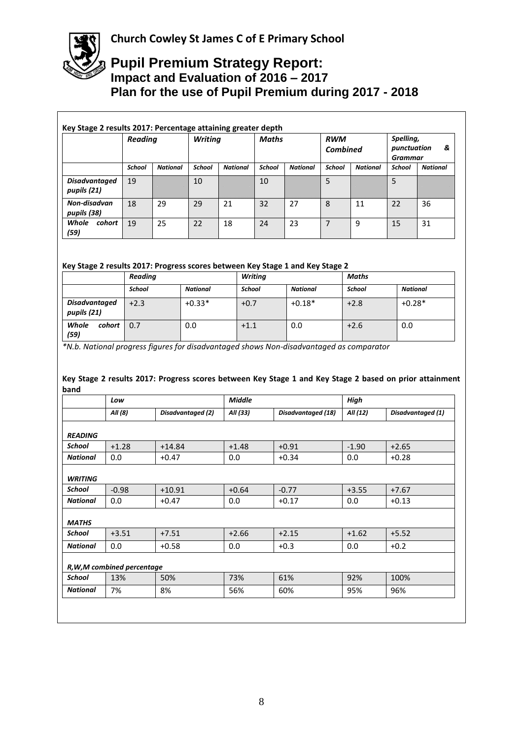**Church Cowley St James C of E Primary School**

# Pupil Premium Strategy Report:
## Impact and Evaluation of 2016 – 2017
## Plan for the use of Pupil Premium during 2017 - 2018

**Key Stage 2 results 2017: Percentage attaining greater depth**

| | *Reading* | | *Writing* | | *Maths* | | *RWM Combined* | | *Spelling, punctuation & Grammar* | |
|---|---|---|---|---|---|---|---|---|---|---|
| | *School* | *National* | *School* | *National* | *School* | *National* | *School* | *National* | *School* | *National* |
| *Disadvantaged pupils (21)* | 19 | | 10 | | 10 | | 5 | | 5 | |
| *Non-disadvan pupils (38)* | 18 | 29 | 29 | 21 | 32 | 27 | 8 | 11 | 22 | 36 |
| *Whole cohort (59)* | 19 | 25 | 22 | 18 | 24 | 23 | 7 | 9 | 15 | 31 |

**Key Stage 2 results 2017: Progress scores between Key Stage 1 and Key Stage 2**

| | *Reading* | | *Writing* | | *Maths* | |
|---|---|---|---|---|---|---|
| | *School* | *National* | *School* | *National* | *School* | *National* |
| *Disadvantaged pupils (21)* | +2.3 | +0.33* | +0.7 | +0.18* | +2.8 | +0.28* |
| *Whole cohort (59)* | 0.7 | 0.0 | +1.1 | 0.0 | +2.6 | 0.0 |

*\*N.b. National progress figures for disadvantaged shows Non-disadvantaged as comparator*

**Key Stage 2 results 2017: Progress scores between Key Stage 1 and Key Stage 2 based on prior attainment band**

| | *Low* | | *Middle* | | *High* | |
|---|---|---|---|---|---|---|
| | *All (8)* | *Disadvantaged (2)* | *All (33)* | *Disadvantaged (18)* | *All (12)* | *Disadvantaged (1)* |
| ***READING*** | | | | | | |
| *School* | +1.28 | +14.84 | +1.48 | +0.91 | -1.90 | +2.65 |
| *National* | 0.0 | +0.47 | 0.0 | +0.34 | 0.0 | +0.28 |
| ***WRITING*** | | | | | | |
| *School* | -0.98 | +10.91 | +0.64 | -0.77 | +3.55 | +7.67 |
| *National* | 0.0 | +0.47 | 0.0 | +0.17 | 0.0 | +0.13 |
| ***MATHS*** | | | | | | |
| *School* | +3.51 | +7.51 | +2.66 | +2.15 | +1.62 | +5.52 |
| *National* | 0.0 | +0.58 | 0.0 | +0.3 | 0.0 | +0.2 |
| ***R,W,M combined percentage*** | | | | | | |
| *School* | 13% | 50% | 73% | 61% | 92% | 100% |
| *National* | 7% | 8% | 56% | 60% | 95% | 96% |